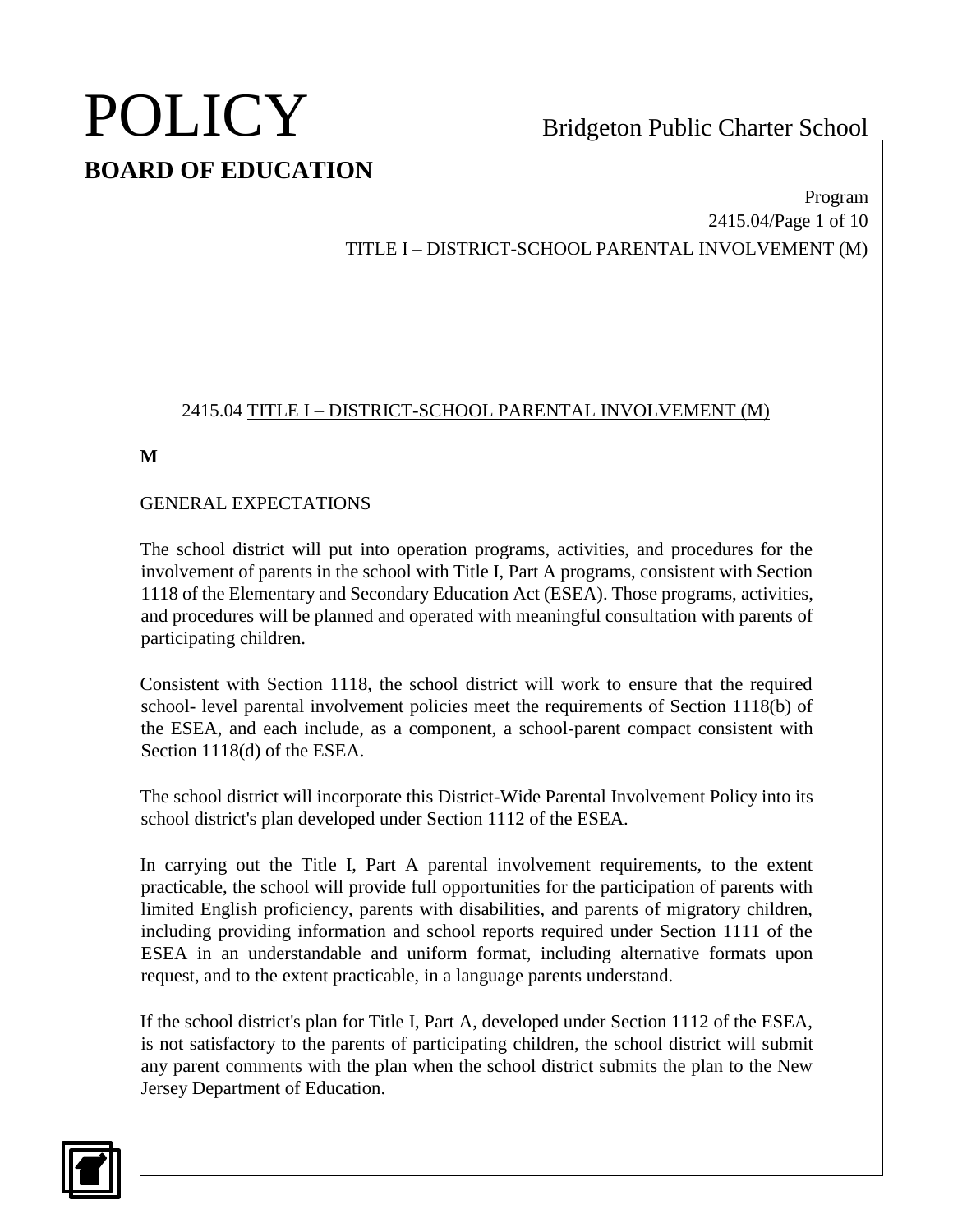# POLICY

Bridgeton Public Charter School

## BOARD OF EDUCATION

Program
2415.04

TITLE I – DISTRICT-SCHOOL PARENTAL INVOLVEMENT (M)

### 2415.04 TITLE I – DISTRICT-SCHOOL PARENTAL INVOLVEMENT (M)

**M**

GENERAL EXPECTATIONS

The school district will put into operation programs, activities, and procedures for the involvement of parents in the school with Title I, Part A programs, consistent with Section 1118 of the Elementary and Secondary Education Act (ESEA). Those programs, activities, and procedures will be planned and operated with meaningful consultation with parents of participating children.

Consistent with Section 1118, the school district will work to ensure that the required school- level parental involvement policies meet the requirements of Section 1118(b) of the ESEA, and each include, as a component, a school-parent compact consistent with Section 1118(d) of the ESEA.

The school district will incorporate this District-Wide Parental Involvement Policy into its school district's plan developed under Section 1112 of the ESEA.

In carrying out the Title I, Part A parental involvement requirements, to the extent practicable, the school will provide full opportunities for the participation of parents with limited English proficiency, parents with disabilities, and parents of migratory children, including providing information and school reports required under Section 1111 of the ESEA in an understandable and uniform format, including alternative formats upon request, and to the extent practicable, in a language parents understand.

If the school district's plan for Title I, Part A, developed under Section 1112 of the ESEA, is not satisfactory to the parents of participating children, the school district will submit any parent comments with the plan when the school district submits the plan to the New Jersey Department of Education.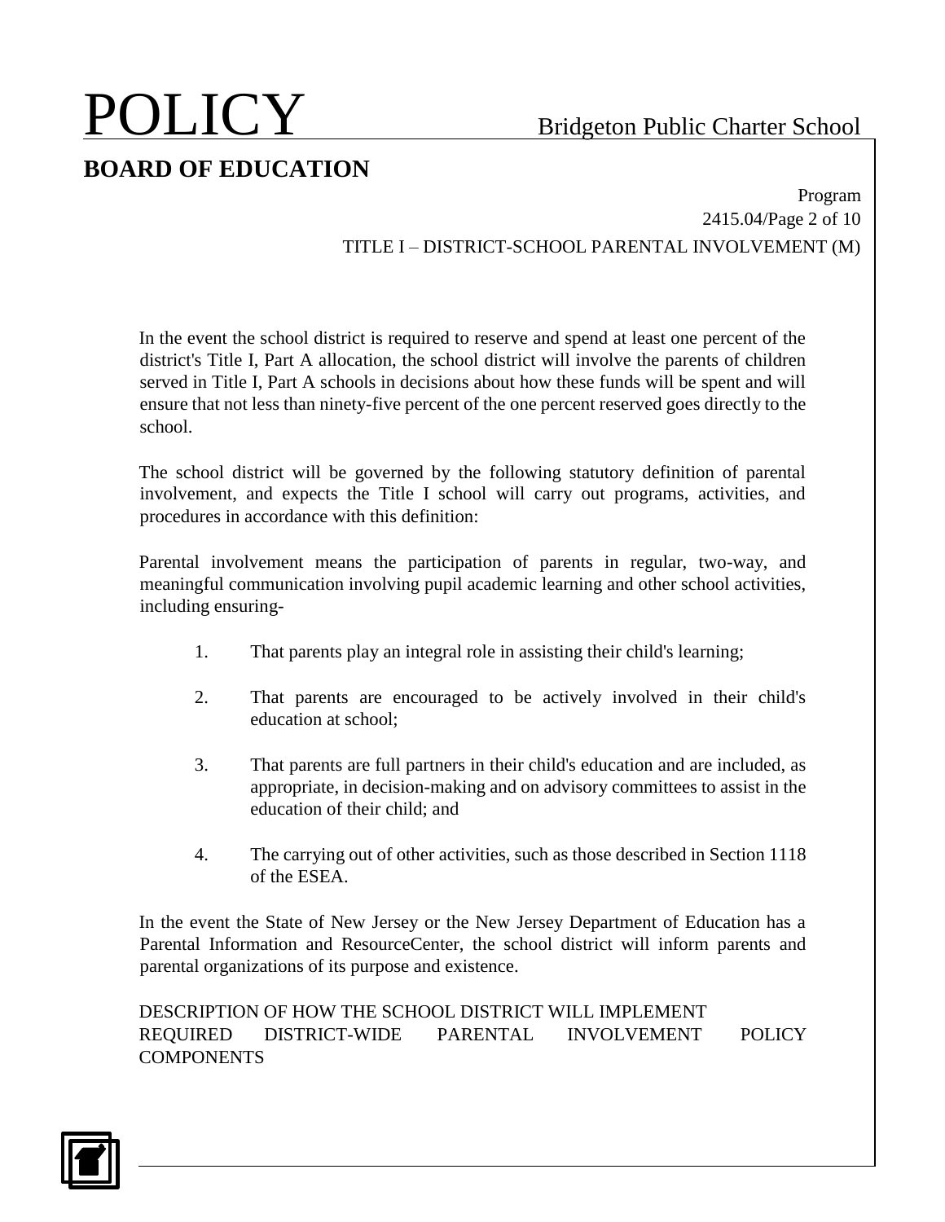In the event the school district is required to reserve and spend at least one percent of the district's Title I, Part A allocation, the school district will involve the parents of children served in Title I, Part A schools in decisions about how these funds will be spent and will ensure that not less than ninety-five percent of the one percent reserved goes directly to the school.

The school district will be governed by the following statutory definition of parental involvement, and expects the Title I school will carry out programs, activities, and procedures in accordance with this definition:

Parental involvement means the participation of parents in regular, two-way, and meaningful communication involving pupil academic learning and other school activities, including ensuring-

1. That parents play an integral role in assisting their child's learning;

2. That parents are encouraged to be actively involved in their child's education at school;

3. That parents are full partners in their child's education and are included, as appropriate, in decision-making and on advisory committees to assist in the education of their child; and

4. The carrying out of other activities, such as those described in Section 1118 of the ESEA.

In the event the State of New Jersey or the New Jersey Department of Education has a Parental Information and ResourceCenter, the school district will inform parents and parental organizations of its purpose and existence.

DESCRIPTION OF HOW THE SCHOOL DISTRICT WILL IMPLEMENT REQUIRED DISTRICT-WIDE PARENTAL INVOLVEMENT POLICY COMPONENTS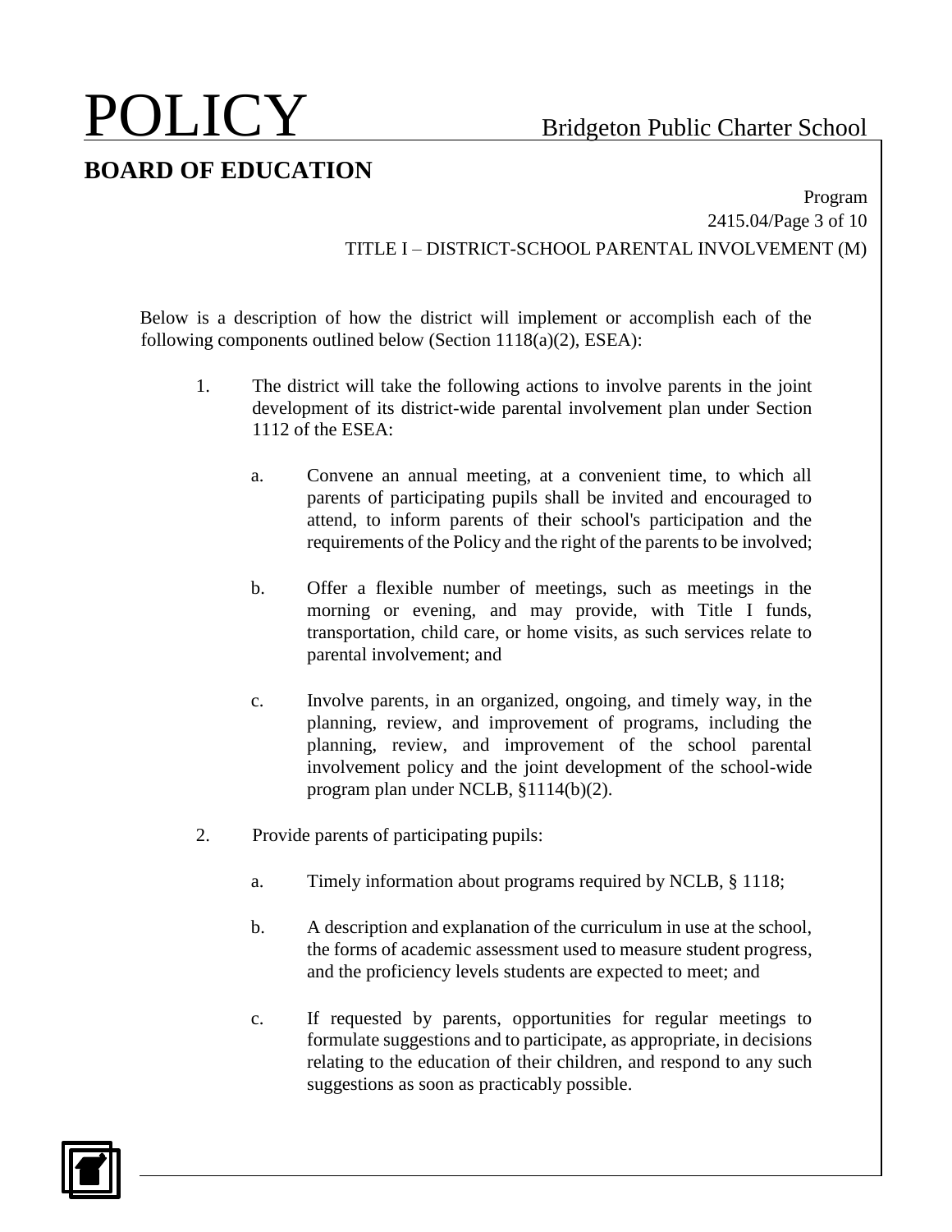Below is a description of how the district will implement or accomplish each of the following components outlined below (Section 1118(a)(2), ESEA):

1. The district will take the following actions to involve parents in the joint development of its district-wide parental involvement plan under Section 1112 of the ESEA:

    a. Convene an annual meeting, at a convenient time, to which all parents of participating pupils shall be invited and encouraged to attend, to inform parents of their school's participation and the requirements of the Policy and the right of the parents to be involved;

    b. Offer a flexible number of meetings, such as meetings in the morning or evening, and may provide, with Title I funds, transportation, child care, or home visits, as such services relate to parental involvement; and

    c. Involve parents, in an organized, ongoing, and timely way, in the planning, review, and improvement of programs, including the planning, review, and improvement of the school parental involvement policy and the joint development of the school-wide program plan under NCLB, §1114(b)(2).

2. Provide parents of participating pupils:

    a. Timely information about programs required by NCLB, § 1118;

    b. A description and explanation of the curriculum in use at the school, the forms of academic assessment used to measure student progress, and the proficiency levels students are expected to meet; and

    c. If requested by parents, opportunities for regular meetings to formulate suggestions and to participate, as appropriate, in decisions relating to the education of their children, and respond to any such suggestions as soon as practicably possible.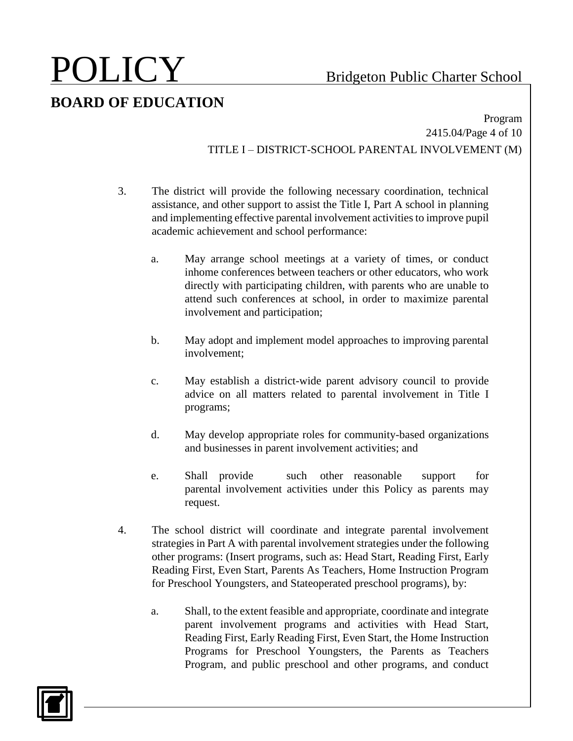3. The district will provide the following necessary coordination, technical assistance, and other support to assist the Title I, Part A school in planning and implementing effective parental involvement activities to improve pupil academic achievement and school performance:

   a. May arrange school meetings at a variety of times, or conduct inhome conferences between teachers or other educators, who work directly with participating children, with parents who are unable to attend such conferences at school, in order to maximize parental involvement and participation;

   b. May adopt and implement model approaches to improving parental involvement;

   c. May establish a district-wide parent advisory council to provide advice on all matters related to parental involvement in Title I programs;

   d. May develop appropriate roles for community-based organizations and businesses in parent involvement activities; and

   e. Shall provide such other reasonable support for parental involvement activities under this Policy as parents may request.

4. The school district will coordinate and integrate parental involvement strategies in Part A with parental involvement strategies under the following other programs: (Insert programs, such as: Head Start, Reading First, Early Reading First, Even Start, Parents As Teachers, Home Instruction Program for Preschool Youngsters, and Stateoperated preschool programs), by:

   a. Shall, to the extent feasible and appropriate, coordinate and integrate parent involvement programs and activities with Head Start, Reading First, Early Reading First, Even Start, the Home Instruction Programs for Preschool Youngsters, the Parents as Teachers Program, and public preschool and other programs, and conduct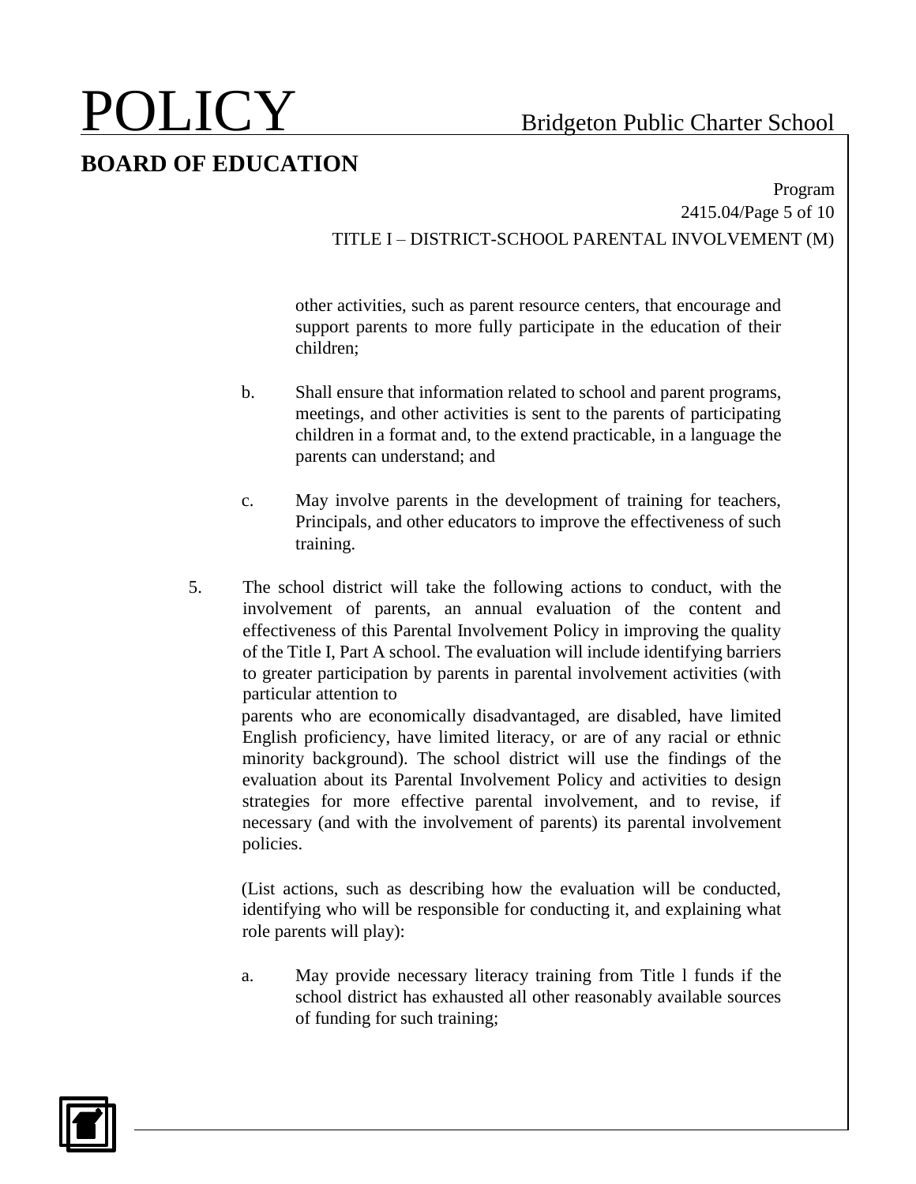other activities, such as parent resource centers, that encourage and support parents to more fully participate in the education of their children;

b. Shall ensure that information related to school and parent programs, meetings, and other activities is sent to the parents of participating children in a format and, to the extend practicable, in a language the parents can understand; and

c. May involve parents in the development of training for teachers, Principals, and other educators to improve the effectiveness of such training.

5. The school district will take the following actions to conduct, with the involvement of parents, an annual evaluation of the content and effectiveness of this Parental Involvement Policy in improving the quality of the Title I, Part A school. The evaluation will include identifying barriers to greater participation by parents in parental involvement activities (with particular attention to parents who are economically disadvantaged, are disabled, have limited English proficiency, have limited literacy, or are of any racial or ethnic minority background). The school district will use the findings of the evaluation about its Parental Involvement Policy and activities to design strategies for more effective parental involvement, and to revise, if necessary (and with the involvement of parents) its parental involvement policies.

   (List actions, such as describing how the evaluation will be conducted, identifying who will be responsible for conducting it, and explaining what role parents will play):

   a. May provide necessary literacy training from Title l funds if the school district has exhausted all other reasonably available sources of funding for such training;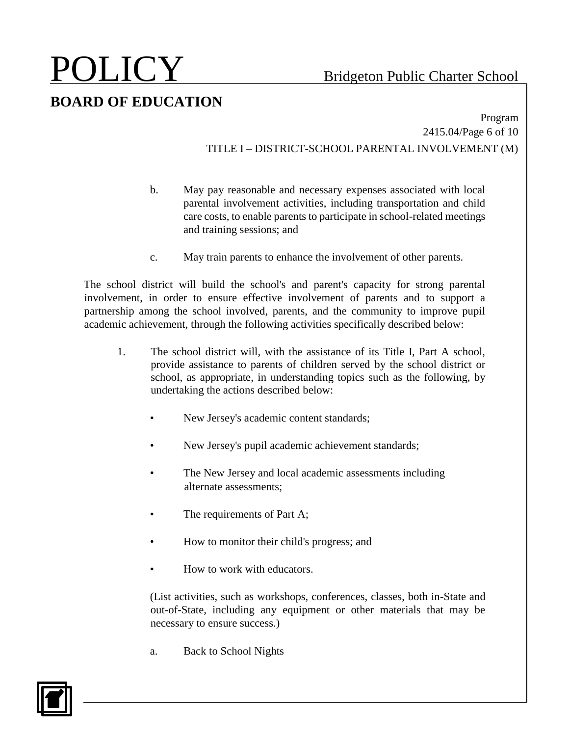b. May pay reasonable and necessary expenses associated with local parental involvement activities, including transportation and child care costs, to enable parents to participate in school-related meetings and training sessions; and

c. May train parents to enhance the involvement of other parents.

The school district will build the school's and parent's capacity for strong parental involvement, in order to ensure effective involvement of parents and to support a partnership among the school involved, parents, and the community to improve pupil academic achievement, through the following activities specifically described below:

1. The school district will, with the assistance of its Title I, Part A school, provide assistance to parents of children served by the school district or school, as appropriate, in understanding topics such as the following, by undertaking the actions described below:

   - New Jersey's academic content standards;
   - New Jersey's pupil academic achievement standards;
   - The New Jersey and local academic assessments including alternate assessments;
   - The requirements of Part A;
   - How to monitor their child's progress; and
   - How to work with educators.

   (List activities, such as workshops, conferences, classes, both in-State and out-of-State, including any equipment or other materials that may be necessary to ensure success.)

   a. Back to School Nights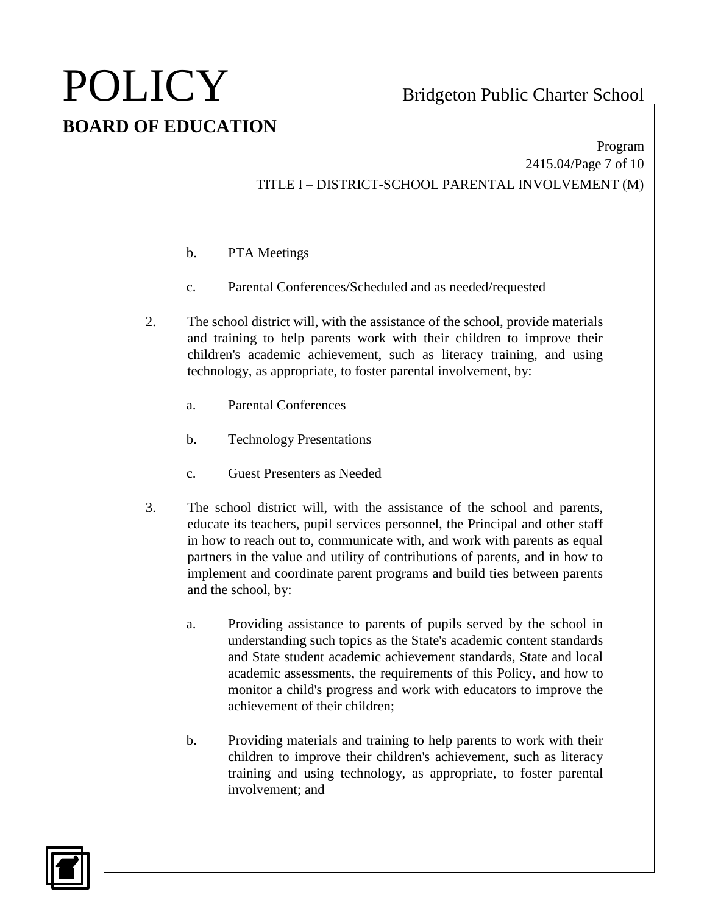b. PTA Meetings

c. Parental Conferences/Scheduled and as needed/requested

2. The school district will, with the assistance of the school, provide materials and training to help parents work with their children to improve their children's academic achievement, such as literacy training, and using technology, as appropriate, to foster parental involvement, by:

   a. Parental Conferences

   b. Technology Presentations

   c. Guest Presenters as Needed

3. The school district will, with the assistance of the school and parents, educate its teachers, pupil services personnel, the Principal and other staff in how to reach out to, communicate with, and work with parents as equal partners in the value and utility of contributions of parents, and in how to implement and coordinate parent programs and build ties between parents and the school, by:

   a. Providing assistance to parents of pupils served by the school in understanding such topics as the State's academic content standards and State student academic achievement standards, State and local academic assessments, the requirements of this Policy, and how to monitor a child's progress and work with educators to improve the achievement of their children;

   b. Providing materials and training to help parents to work with their children to improve their children's achievement, such as literacy training and using technology, as appropriate, to foster parental involvement; and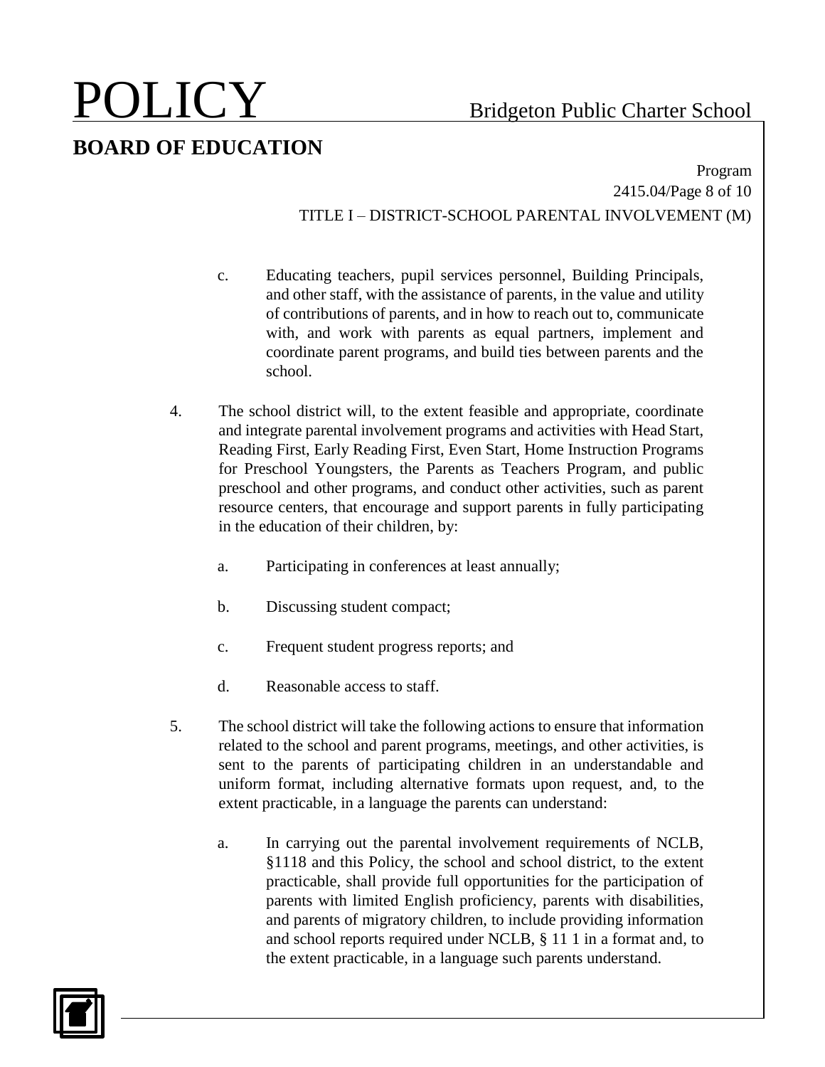c. Educating teachers, pupil services personnel, Building Principals, and other staff, with the assistance of parents, in the value and utility of contributions of parents, and in how to reach out to, communicate with, and work with parents as equal partners, implement and coordinate parent programs, and build ties between parents and the school.

4. The school district will, to the extent feasible and appropriate, coordinate and integrate parental involvement programs and activities with Head Start, Reading First, Early Reading First, Even Start, Home Instruction Programs for Preschool Youngsters, the Parents as Teachers Program, and public preschool and other programs, and conduct other activities, such as parent resource centers, that encourage and support parents in fully participating in the education of their children, by:

   a. Participating in conferences at least annually;

   b. Discussing student compact;

   c. Frequent student progress reports; and

   d. Reasonable access to staff.

5. The school district will take the following actions to ensure that information related to the school and parent programs, meetings, and other activities, is sent to the parents of participating children in an understandable and uniform format, including alternative formats upon request, and, to the extent practicable, in a language the parents can understand:

   a. In carrying out the parental involvement requirements of NCLB, §1118 and this Policy, the school and school district, to the extent practicable, shall provide full opportunities for the participation of parents with limited English proficiency, parents with disabilities, and parents of migratory children, to include providing information and school reports required under NCLB, § 11 1 in a format and, to the extent practicable, in a language such parents understand.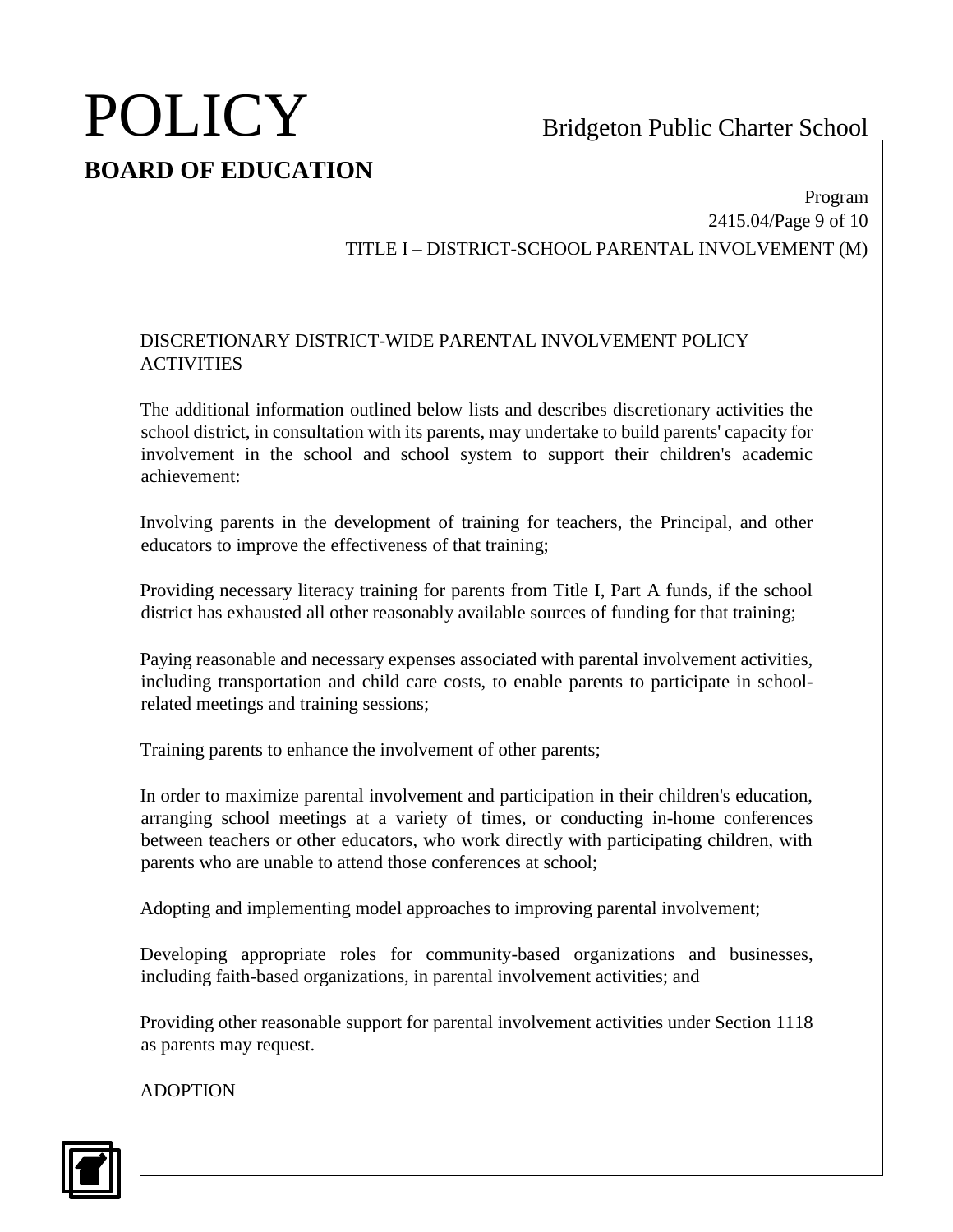DISCRETIONARY DISTRICT-WIDE PARENTAL INVOLVEMENT POLICY ACTIVITIES

The additional information outlined below lists and describes discretionary activities the school district, in consultation with its parents, may undertake to build parents' capacity for involvement in the school and school system to support their children's academic achievement:

Involving parents in the development of training for teachers, the Principal, and other educators to improve the effectiveness of that training;

Providing necessary literacy training for parents from Title I, Part A funds, if the school district has exhausted all other reasonably available sources of funding for that training;

Paying reasonable and necessary expenses associated with parental involvement activities, including transportation and child care costs, to enable parents to participate in school-related meetings and training sessions;

Training parents to enhance the involvement of other parents;

In order to maximize parental involvement and participation in their children's education, arranging school meetings at a variety of times, or conducting in-home conferences between teachers or other educators, who work directly with participating children, with parents who are unable to attend those conferences at school;

Adopting and implementing model approaches to improving parental involvement;

Developing appropriate roles for community-based organizations and businesses, including faith-based organizations, in parental involvement activities; and

Providing other reasonable support for parental involvement activities under Section 1118 as parents may request.

ADOPTION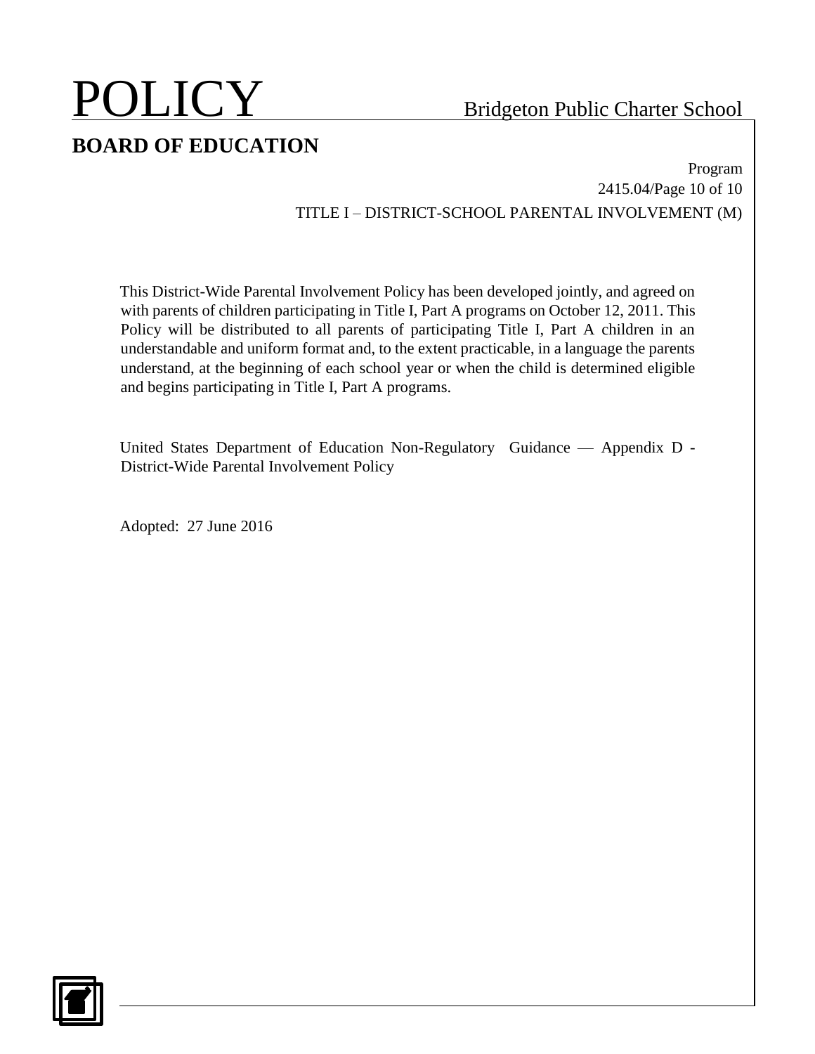This District-Wide Parental Involvement Policy has been developed jointly, and agreed on with parents of children participating in Title I, Part A programs on October 12, 2011. This Policy will be distributed to all parents of participating Title I, Part A children in an understandable and uniform format and, to the extent practicable, in a language the parents understand, at the beginning of each school year or when the child is determined eligible and begins participating in Title I, Part A programs.

United States Department of Education Non-Regulatory Guidance — Appendix D - District-Wide Parental Involvement Policy

Adopted: 27 June 2016